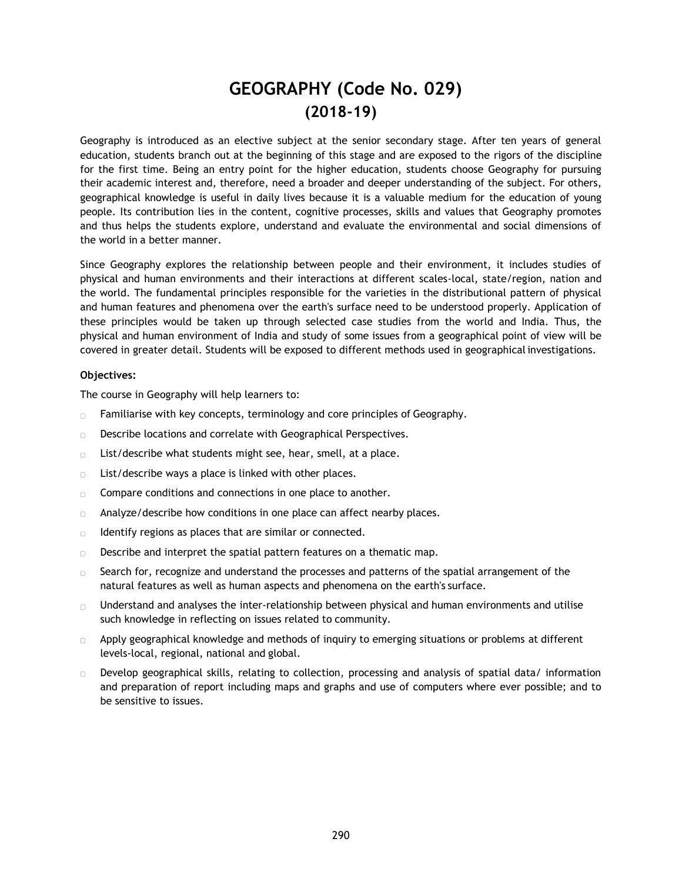# GEOGRAPHY (Code No. 029)
## (2018-19)

Geography is introduced as an elective subject at the senior secondary stage. After ten years of general education, students branch out at the beginning of this stage and are exposed to the rigors of the discipline for the first time. Being an entry point for the higher education, students choose Geography for pursuing their academic interest and, therefore, need a broader and deeper understanding of the subject. For others, geographical knowledge is useful in daily lives because it is a valuable medium for the education of young people. Its contribution lies in the content, cognitive processes, skills and values that Geography promotes and thus helps the students explore, understand and evaluate the environmental and social dimensions of the world in a better manner.

Since Geography explores the relationship between people and their environment, it includes studies of physical and human environments and their interactions at different scales-local, state/region, nation and the world. The fundamental principles responsible for the varieties in the distributional pattern of physical and human features and phenomena over the earth's surface need to be understood properly. Application of these principles would be taken up through selected case studies from the world and India. Thus, the physical and human environment of India and study of some issues from a geographical point of view will be covered in greater detail. Students will be exposed to different methods used in geographical investigations.

**Objectives:**

The course in Geography will help learners to:

- Familiarise with key concepts, terminology and core principles of Geography.
- Describe locations and correlate with Geographical Perspectives.
- List/describe what students might see, hear, smell, at a place.
- List/describe ways a place is linked with other places.
- Compare conditions and connections in one place to another.
- Analyze/describe how conditions in one place can affect nearby places.
- Identify regions as places that are similar or connected.
- Describe and interpret the spatial pattern features on a thematic map.
- Search for, recognize and understand the processes and patterns of the spatial arrangement of the natural features as well as human aspects and phenomena on the earth's surface.
- Understand and analyses the inter-relationship between physical and human environments and utilise such knowledge in reflecting on issues related to community.
- Apply geographical knowledge and methods of inquiry to emerging situations or problems at different levels-local, regional, national and global.
- Develop geographical skills, relating to collection, processing and analysis of spatial data/ information and preparation of report including maps and graphs and use of computers where ever possible; and to be sensitive to issues.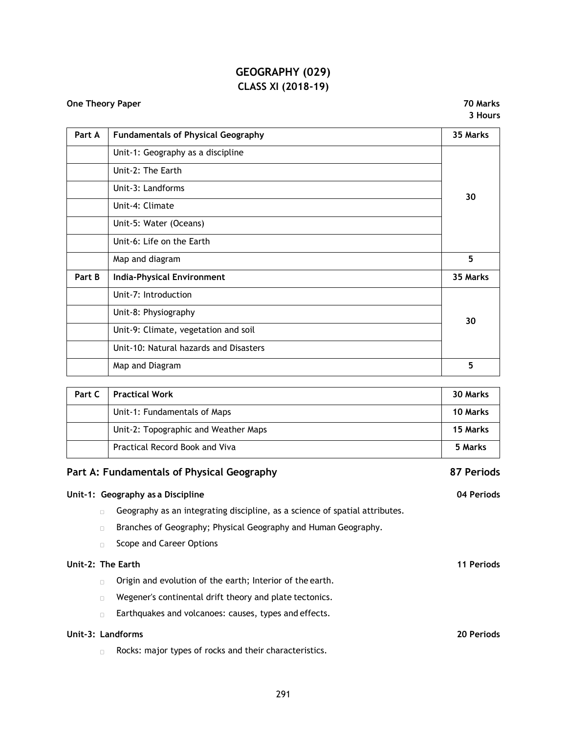# GEOGRAPHY (029)
## CLASS XI (2018-19)

**One Theory Paper** **70 Marks**
**3 Hours**

| Part A | Fundamentals of Physical Geography | 35 Marks |
|---|---|---|
| | Unit-1: Geography as a discipline | 30 |
| | Unit-2: The Earth | |
| | Unit-3: Landforms | |
| | Unit-4: Climate | |
| | Unit-5: Water (Oceans) | |
| | Unit-6: Life on the Earth | |
| | Map and diagram | 5 |
| **Part B** | **India-Physical Environment** | **35 Marks** |
| | Unit-7: Introduction | 30 |
| | Unit-8: Physiography | |
| | Unit-9: Climate, vegetation and soil | |
| | Unit-10: Natural hazards and Disasters | |
| | Map and Diagram | 5 |

| Part C | Practical Work | 30 Marks |
|---|---|---|
| | Unit-1: Fundamentals of Maps | 10 Marks |
| | Unit-2: Topographic and Weather Maps | 15 Marks |
| | Practical Record Book and Viva | 5 Marks |

## Part A: Fundamentals of Physical Geography — 87 Periods

### Unit-1: Geography as a Discipline — 04 Periods

- Geography as an integrating discipline, as a science of spatial attributes.
- Branches of Geography; Physical Geography and Human Geography.
- Scope and Career Options

### Unit-2: The Earth — 11 Periods

- Origin and evolution of the earth; Interior of the earth.
- Wegener's continental drift theory and plate tectonics.
- Earthquakes and volcanoes: causes, types and effects.

### Unit-3: Landforms — 20 Periods

- Rocks: major types of rocks and their characteristics.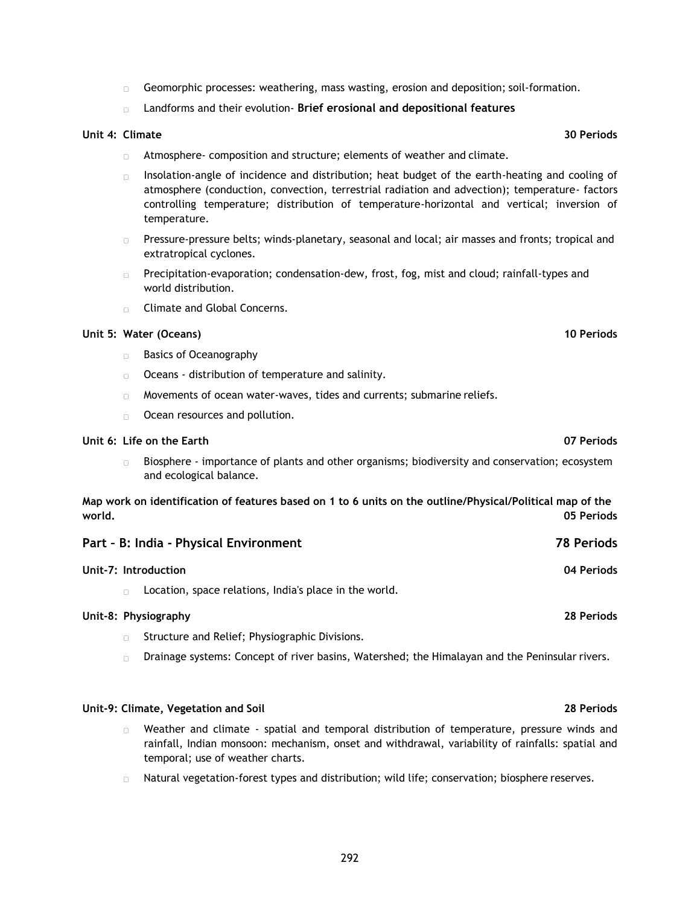- Geomorphic processes: weathering, mass wasting, erosion and deposition; soil-formation.
- Landforms and their evolution- **Brief erosional and depositional features**

**Unit 4: Climate** **30 Periods**

- Atmosphere- composition and structure; elements of weather and climate.
- Insolation-angle of incidence and distribution; heat budget of the earth-heating and cooling of atmosphere (conduction, convection, terrestrial radiation and advection); temperature- factors controlling temperature; distribution of temperature-horizontal and vertical; inversion of temperature.
- Pressure-pressure belts; winds-planetary, seasonal and local; air masses and fronts; tropical and extratropical cyclones.
- Precipitation-evaporation; condensation-dew, frost, fog, mist and cloud; rainfall-types and world distribution.
- Climate and Global Concerns.

**Unit 5: Water (Oceans)** **10 Periods**

- Basics of Oceanography
- Oceans - distribution of temperature and salinity.
- Movements of ocean water-waves, tides and currents; submarine reliefs.
- Ocean resources and pollution.

**Unit 6: Life on the Earth** **07 Periods**

- Biosphere - importance of plants and other organisms; biodiversity and conservation; ecosystem and ecological balance.

**Map work on identification of features based on 1 to 6 units on the outline/Physical/Political map of the world.** **05 Periods**

## Part – B: India - Physical Environment 78 Periods

**Unit-7: Introduction** **04 Periods**

- Location, space relations, India's place in the world.

**Unit-8: Physiography** **28 Periods**

- Structure and Relief; Physiographic Divisions.
- Drainage systems: Concept of river basins, Watershed; the Himalayan and the Peninsular rivers.

**Unit-9: Climate, Vegetation and Soil** **28 Periods**

- Weather and climate - spatial and temporal distribution of temperature, pressure winds and rainfall, Indian monsoon: mechanism, onset and withdrawal, variability of rainfalls: spatial and temporal; use of weather charts.
- Natural vegetation-forest types and distribution; wild life; conservation; biosphere reserves.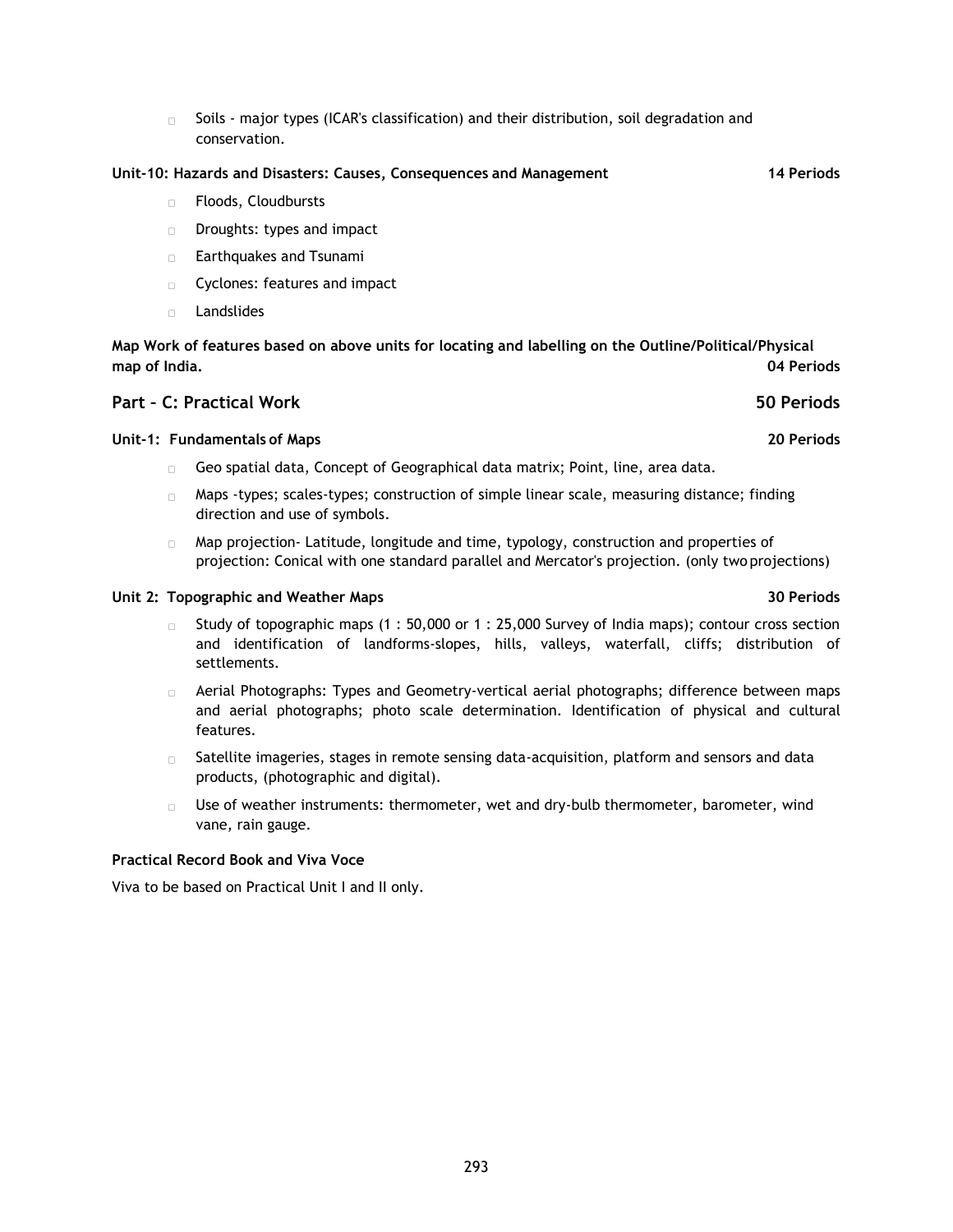- Soils - major types (ICAR's classification) and their distribution, soil degradation and conservation.

**Unit-10: Hazards and Disasters: Causes, Consequences and Management** **14 Periods**

- Floods, Cloudbursts
- Droughts: types and impact
- Earthquakes and Tsunami
- Cyclones: features and impact
- Landslides

**Map Work of features based on above units for locating and labelling on the Outline/Political/Physical map of India.** **04 Periods**

## Part – C: Practical Work **50 Periods**

**Unit-1: Fundamentals of Maps** **20 Periods**

- Geo spatial data, Concept of Geographical data matrix; Point, line, area data.
- Maps -types; scales-types; construction of simple linear scale, measuring distance; finding direction and use of symbols.
- Map projection- Latitude, longitude and time, typology, construction and properties of projection: Conical with one standard parallel and Mercator's projection. (only two projections)

**Unit 2: Topographic and Weather Maps** **30 Periods**

- Study of topographic maps (1 : 50,000 or 1 : 25,000 Survey of India maps); contour cross section and identification of landforms-slopes, hills, valleys, waterfall, cliffs; distribution of settlements.
- Aerial Photographs: Types and Geometry-vertical aerial photographs; difference between maps and aerial photographs; photo scale determination. Identification of physical and cultural features.
- Satellite imageries, stages in remote sensing data-acquisition, platform and sensors and data products, (photographic and digital).
- Use of weather instruments: thermometer, wet and dry-bulb thermometer, barometer, wind vane, rain gauge.

**Practical Record Book and Viva Voce**

Viva to be based on Practical Unit I and II only.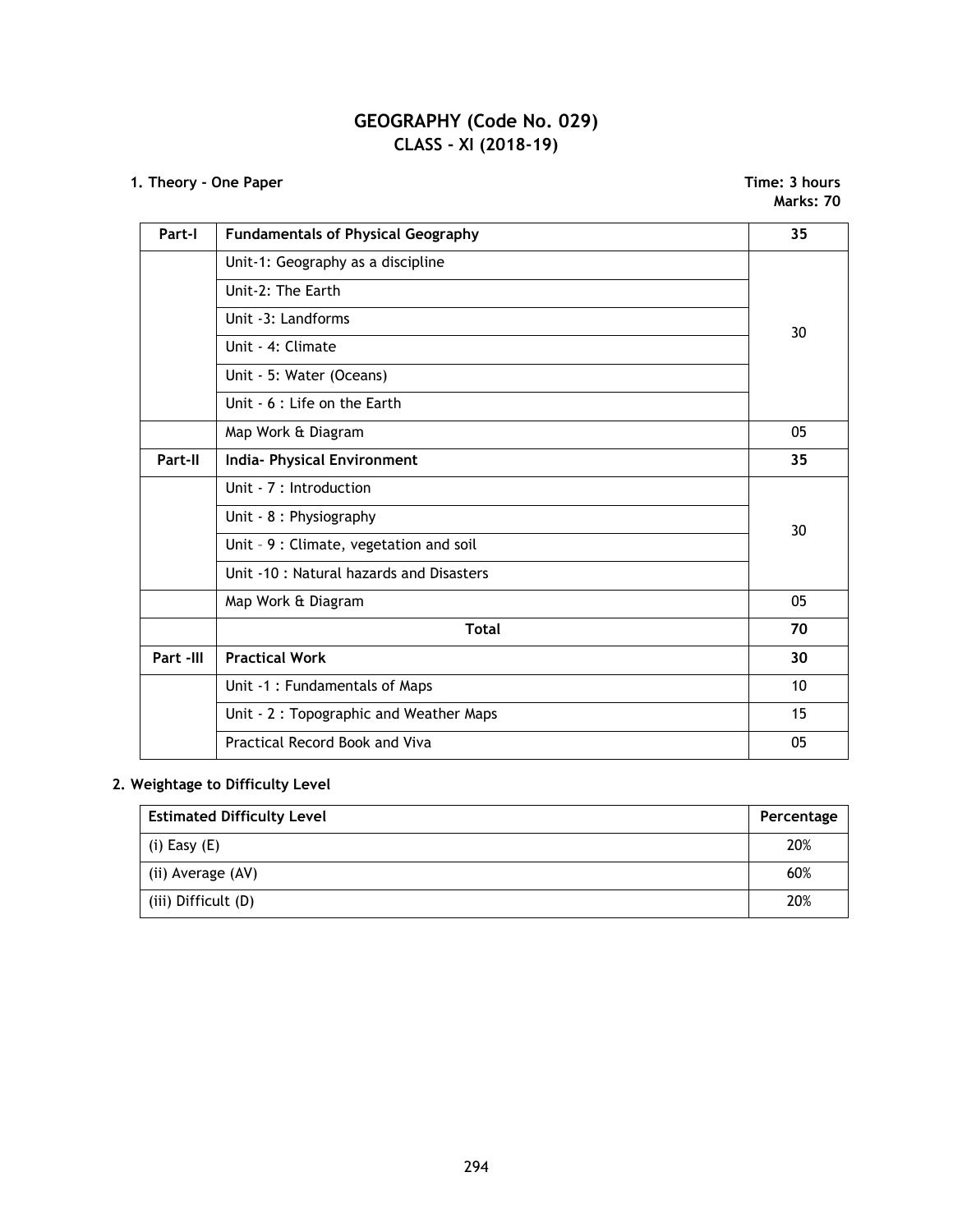# GEOGRAPHY (Code No. 029)
## CLASS - XI (2018-19)

**1. Theory - One Paper**

**Time: 3 hours**
**Marks: 70**

| Part-I | Fundamentals of Physical Geography | 35 |
|---|---|---|
| | Unit-1: Geography as a discipline | 30 |
| | Unit-2: The Earth | |
| | Unit -3: Landforms | |
| | Unit - 4: Climate | |
| | Unit - 5: Water (Oceans) | |
| | Unit - 6 : Life on the Earth | |
| | Map Work & Diagram | 05 |
| **Part-II** | **India- Physical Environment** | **35** |
| | Unit - 7 : Introduction | 30 |
| | Unit - 8 : Physiography | |
| | Unit – 9 : Climate, vegetation and soil | |
| | Unit -10 : Natural hazards and Disasters | |
| | Map Work & Diagram | 05 |
| | **Total** | **70** |
| **Part -III** | **Practical Work** | **30** |
| | Unit -1 : Fundamentals of Maps | 10 |
| | Unit - 2 : Topographic and Weather Maps | 15 |
| | Practical Record Book and Viva | 05 |

**2. Weightage to Difficulty Level**

| Estimated Difficulty Level | Percentage |
|---|---|
| (i) Easy (E) | 20% |
| (ii) Average (AV) | 60% |
| (iii) Difficult (D) | 20% |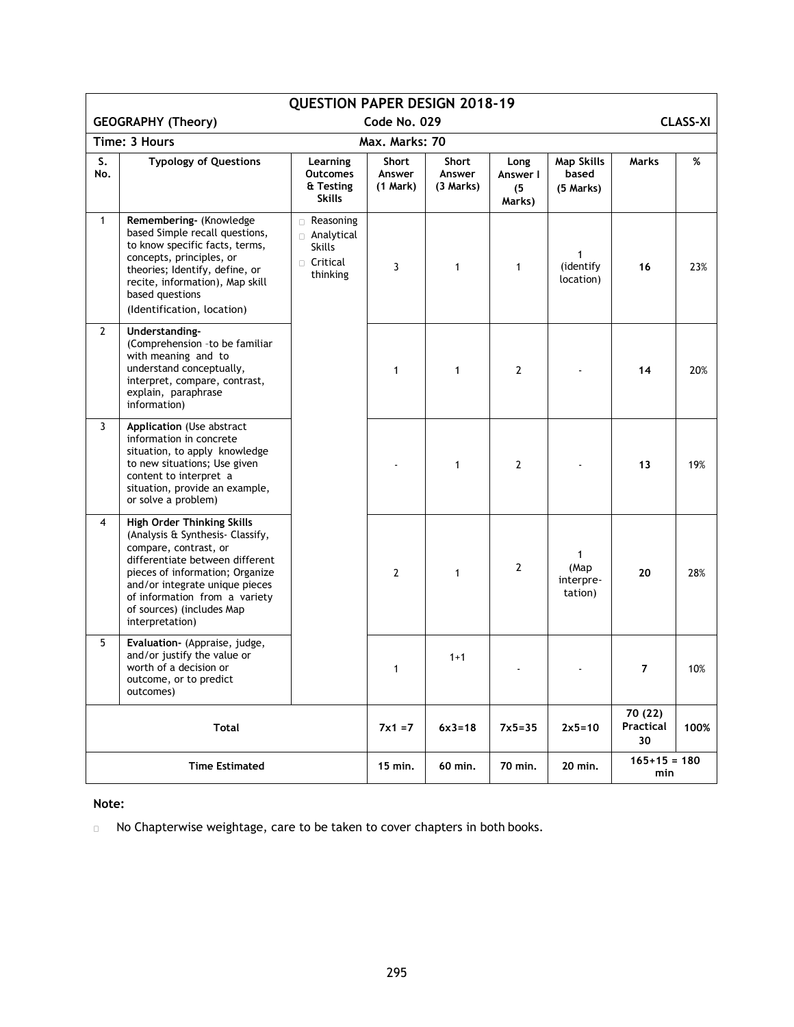## QUESTION PAPER DESIGN 2018-19

**GEOGRAPHY (Theory)** **Code No. 029** **CLASS-XI**

**Time: 3 Hours** **Max. Marks: 70**

| S. No. | Typology of Questions | Learning Outcomes & Testing Skills | Short Answer (1 Mark) | Short Answer (3 Marks) | Long Answer I (5 Marks) | Map Skills based (5 Marks) | Marks | % |
|---|---|---|---|---|---|---|---|---|
| 1 | **Remembering-** (Knowledge based Simple recall questions, to know specific facts, terms, concepts, principles, or theories; Identify, define, or recite, information), Map skill based questions (Identification, location) | Reasoning<br>Analytical Skills<br>Critical thinking | 3 | 1 | 1 | 1 (identify location) | **16** | 23% |
| 2 | **Understanding-** (Comprehension –to be familiar with meaning and to understand conceptually, interpret, compare, contrast, explain, paraphrase information) | | 1 | 1 | 2 | - | **14** | 20% |
| 3 | **Application** (Use abstract information in concrete situation, to apply knowledge to new situations; Use given content to interpret a situation, provide an example, or solve a problem) | | - | 1 | 2 | - | **13** | 19% |
| 4 | **High Order Thinking Skills** (Analysis & Synthesis- Classify, compare, contrast, or differentiate between different pieces of information; Organize and/or integrate unique pieces of information from a variety of sources) (includes Map interpretation) | | 2 | 1 | 2 | 1 (Map interpre-tation) | **20** | 28% |
| 5 | **Evaluation-** (Appraise, judge, and/or justify the value or worth of a decision or outcome, or to predict outcomes) | | 1 | 1+1 | - | - | **7** | 10% |
| | **Total** | | **7x1 =7** | **6x3=18** | **7x5=35** | **2x5=10** | **70 (22) Practical 30** | **100%** |
| | **Time Estimated** | | **15 min.** | **60 min.** | **70 min.** | **20 min.** | **165+15 = 180 min** | |

**Note:**

- No Chapterwise weightage, care to be taken to cover chapters in both books.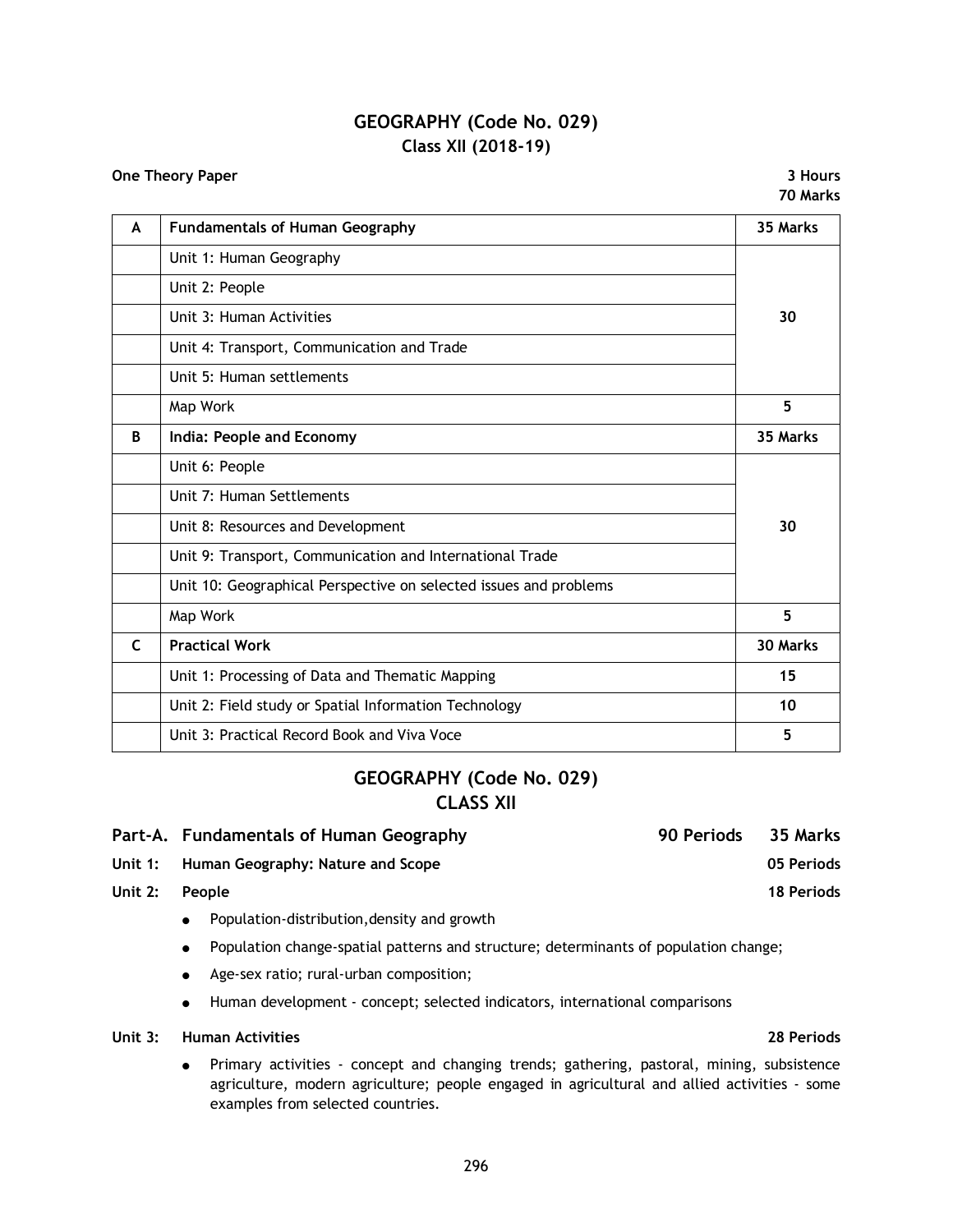# GEOGRAPHY (Code No. 029)
## Class XII (2018-19)

**One Theory Paper** **3 Hours**
**70 Marks**

| A | **Fundamentals of Human Geography** | **35 Marks** |
|---|---|---|
| | Unit 1: Human Geography | |
| | Unit 2: People | |
| | Unit 3: Human Activities | **30** |
| | Unit 4: Transport, Communication and Trade | |
| | Unit 5: Human settlements | |
| | Map Work | **5** |
| **B** | **India: People and Economy** | **35 Marks** |
| | Unit 6: People | |
| | Unit 7: Human Settlements | |
| | Unit 8: Resources and Development | **30** |
| | Unit 9: Transport, Communication and International Trade | |
| | Unit 10: Geographical Perspective on selected issues and problems | |
| | Map Work | **5** |
| **C** | **Practical Work** | **30 Marks** |
| | Unit 1: Processing of Data and Thematic Mapping | **15** |
| | Unit 2: Field study or Spatial Information Technology | **10** |
| | Unit 3: Practical Record Book and Viva Voce | **5** |

# GEOGRAPHY (Code No. 029)
## CLASS XII

### Part-A. Fundamentals of Human Geography — 90 Periods — 35 Marks

**Unit 1: Human Geography: Nature and Scope** — **05 Periods**

**Unit 2: People** — **18 Periods**

- Population-distribution,density and growth
- Population change-spatial patterns and structure; determinants of population change;
- Age-sex ratio; rural-urban composition;
- Human development - concept; selected indicators, international comparisons

**Unit 3: Human Activities** — **28 Periods**

- Primary activities - concept and changing trends; gathering, pastoral, mining, subsistence agriculture, modern agriculture; people engaged in agricultural and allied activities - some examples from selected countries.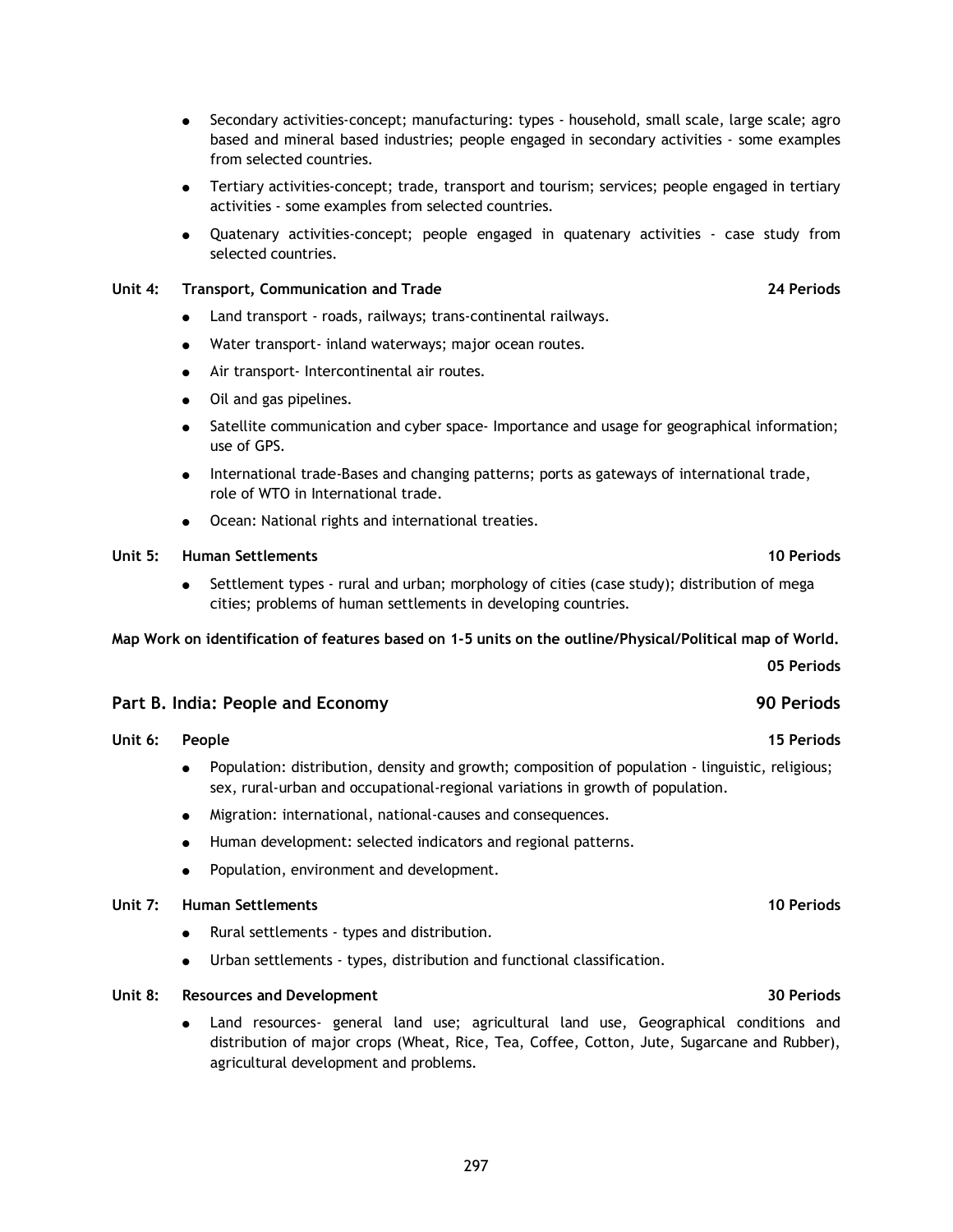- Secondary activities-concept; manufacturing: types - household, small scale, large scale; agro based and mineral based industries; people engaged in secondary activities - some examples from selected countries.
- Tertiary activities-concept; trade, transport and tourism; services; people engaged in tertiary activities - some examples from selected countries.
- Quatenary activities-concept; people engaged in quatenary activities - case study from selected countries.

**Unit 4: Transport, Communication and Trade** **24 Periods**

- Land transport - roads, railways; trans-continental railways.
- Water transport- inland waterways; major ocean routes.
- Air transport- Intercontinental air routes.
- Oil and gas pipelines.
- Satellite communication and cyber space- Importance and usage for geographical information; use of GPS.
- International trade-Bases and changing patterns; ports as gateways of international trade, role of WTO in International trade.
- Ocean: National rights and international treaties.

**Unit 5: Human Settlements** **10 Periods**

- Settlement types - rural and urban; morphology of cities (case study); distribution of mega cities; problems of human settlements in developing countries.

**Map Work on identification of features based on 1-5 units on the outline/Physical/Political map of World.**

**05 Periods**

## Part B. India: People and Economy 90 Periods

**Unit 6: People** **15 Periods**

- Population: distribution, density and growth; composition of population - linguistic, religious; sex, rural-urban and occupational-regional variations in growth of population.
- Migration: international, national-causes and consequences.
- Human development: selected indicators and regional patterns.
- Population, environment and development.

**Unit 7: Human Settlements** **10 Periods**

- Rural settlements - types and distribution.
- Urban settlements - types, distribution and functional classification.

**Unit 8: Resources and Development** **30 Periods**

- Land resources- general land use; agricultural land use, Geographical conditions and distribution of major crops (Wheat, Rice, Tea, Coffee, Cotton, Jute, Sugarcane and Rubber), agricultural development and problems.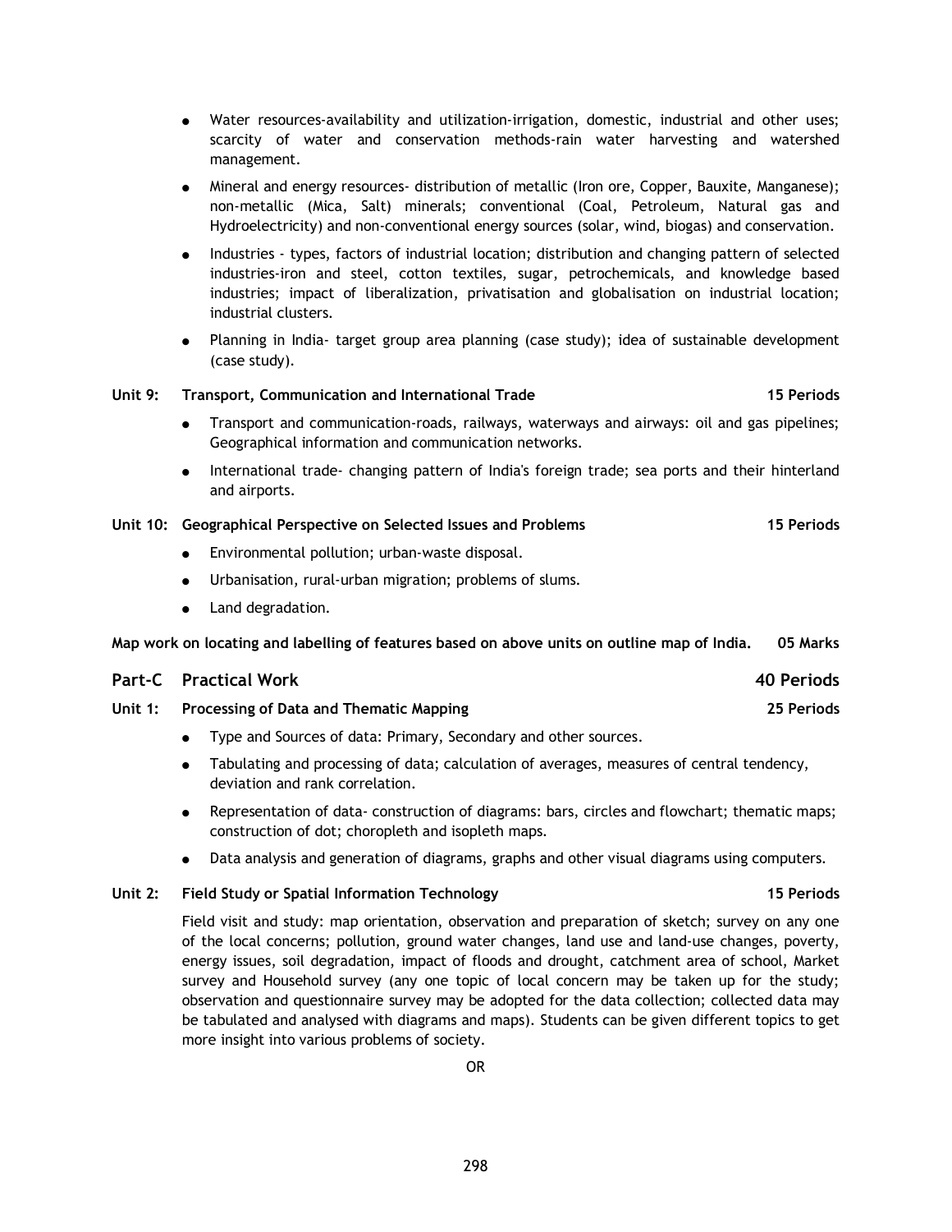- Water resources-availability and utilization-irrigation, domestic, industrial and other uses; scarcity of water and conservation methods-rain water harvesting and watershed management.
- Mineral and energy resources- distribution of metallic (Iron ore, Copper, Bauxite, Manganese); non-metallic (Mica, Salt) minerals; conventional (Coal, Petroleum, Natural gas and Hydroelectricity) and non-conventional energy sources (solar, wind, biogas) and conservation.
- Industries - types, factors of industrial location; distribution and changing pattern of selected industries-iron and steel, cotton textiles, sugar, petrochemicals, and knowledge based industries; impact of liberalization, privatisation and globalisation on industrial location; industrial clusters.
- Planning in India- target group area planning (case study); idea of sustainable development (case study).

**Unit 9: Transport, Communication and International Trade — 15 Periods**

- Transport and communication-roads, railways, waterways and airways: oil and gas pipelines; Geographical information and communication networks.
- International trade- changing pattern of India's foreign trade; sea ports and their hinterland and airports.

**Unit 10: Geographical Perspective on Selected Issues and Problems — 15 Periods**

- Environmental pollution; urban-waste disposal.
- Urbanisation, rural-urban migration; problems of slums.
- Land degradation.

**Map work on locating and labelling of features based on above units on outline map of India. — 05 Marks**

## Part-C Practical Work — 40 Periods

**Unit 1: Processing of Data and Thematic Mapping — 25 Periods**

- Type and Sources of data: Primary, Secondary and other sources.
- Tabulating and processing of data; calculation of averages, measures of central tendency, deviation and rank correlation.
- Representation of data- construction of diagrams: bars, circles and flowchart; thematic maps; construction of dot; choropleth and isopleth maps.
- Data analysis and generation of diagrams, graphs and other visual diagrams using computers.

**Unit 2: Field Study or Spatial Information Technology — 15 Periods**

Field visit and study: map orientation, observation and preparation of sketch; survey on any one of the local concerns; pollution, ground water changes, land use and land-use changes, poverty, energy issues, soil degradation, impact of floods and drought, catchment area of school, Market survey and Household survey (any one topic of local concern may be taken up for the study; observation and questionnaire survey may be adopted for the data collection; collected data may be tabulated and analysed with diagrams and maps). Students can be given different topics to get more insight into various problems of society.

OR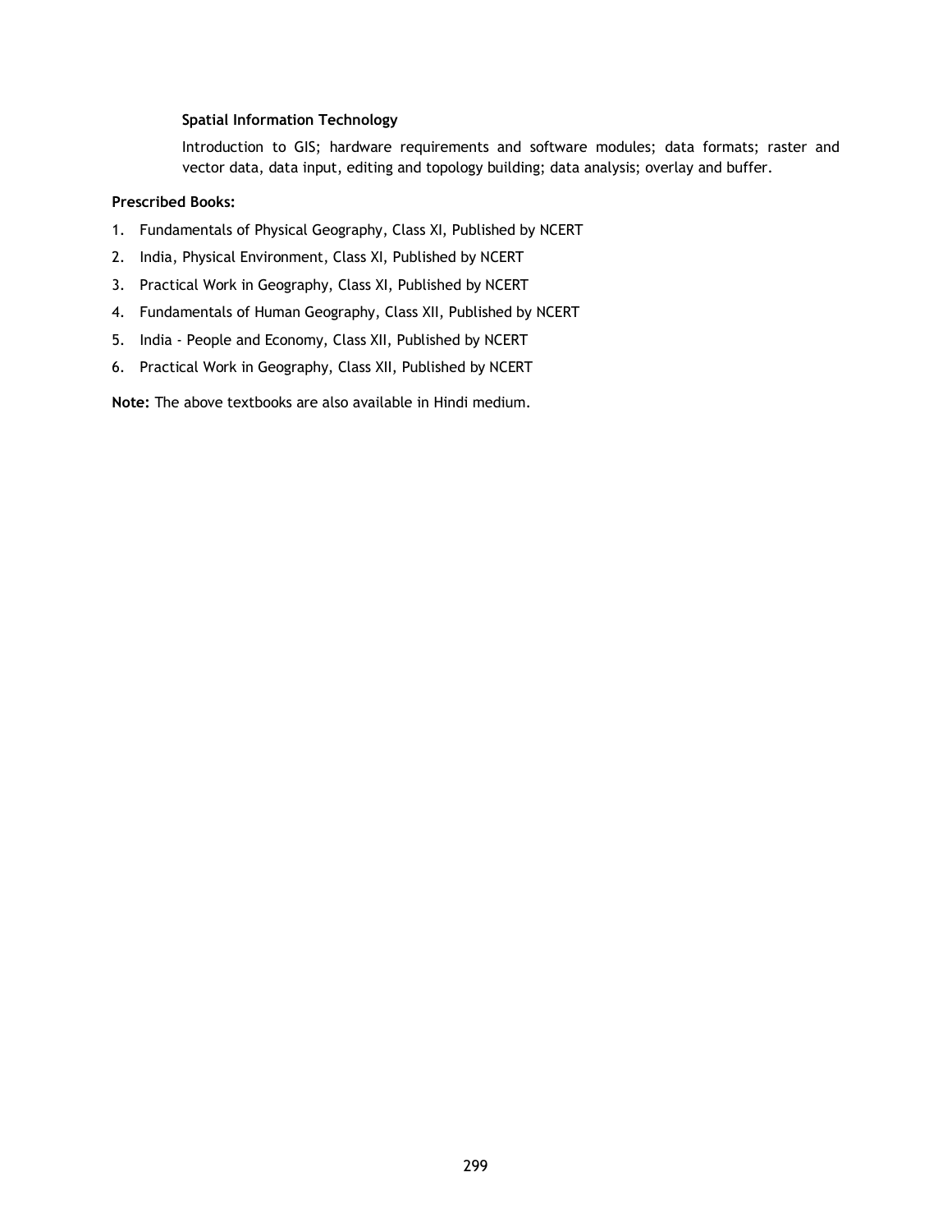**Spatial Information Technology**

Introduction to GIS; hardware requirements and software modules; data formats; raster and vector data, data input, editing and topology building; data analysis; overlay and buffer.

**Prescribed Books:**

1. Fundamentals of Physical Geography, Class XI, Published by NCERT
2. India, Physical Environment, Class XI, Published by NCERT
3. Practical Work in Geography, Class XI, Published by NCERT
4. Fundamentals of Human Geography, Class XII, Published by NCERT
5. India - People and Economy, Class XII, Published by NCERT
6. Practical Work in Geography, Class XII, Published by NCERT

**Note:** The above textbooks are also available in Hindi medium.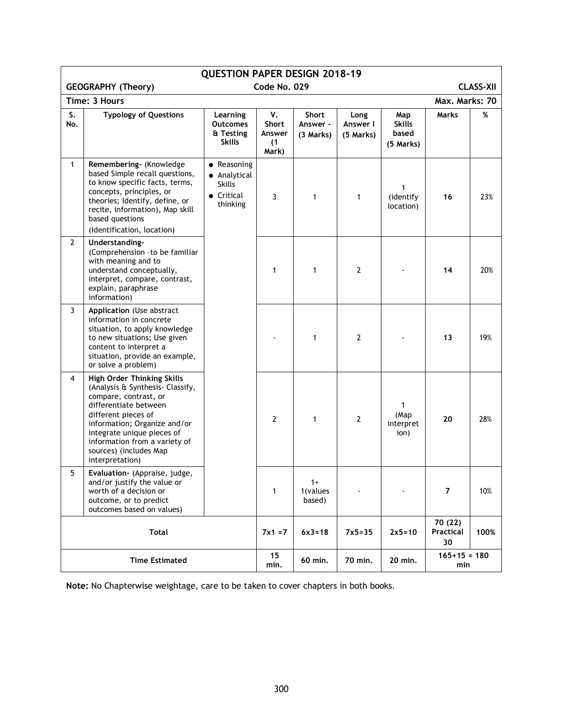## QUESTION PAPER DESIGN 2018-19

**GEOGRAPHY (Theory)** **Code No. 029** **CLASS-XII**

**Time: 3 Hours** **Max. Marks: 70**

| S. No. | Typology of Questions | Learning Outcomes & Testing Skills | V. Short Answer (1 Mark) | Short Answer - (3 Marks) | Long Answer I (5 Marks) | Map Skills based (5 Marks) | Marks | % |
|---|---|---|---|---|---|---|---|---|
| 1 | **Remembering-** (Knowledge based Simple recall questions, to know specific facts, terms, concepts, principles, or theories; Identify, define, or recite, information), Map skill based questions (Identification, location) | • Reasoning<br>• Analytical Skills<br>• Critical thinking | 3 | 1 | 1 | 1 (identify location) | **16** | 23% |
| 2 | **Understanding-** (Comprehension –to be familiar with meaning and to understand conceptually, interpret, compare, contrast, explain, paraphrase information) | | 1 | 1 | 2 | - | **14** | 20% |
| 3 | **Application** (Use abstract information in concrete situation, to apply knowledge to new situations; Use given content to interpret a situation, provide an example, or solve a problem) | | - | 1 | 2 | - | **13** | 19% |
| 4 | **High Order Thinking Skills** (Analysis & Synthesis- Classify, compare, contrast, or differentiate between different pieces of information; Organize and/or integrate unique pieces of information from a variety of sources) (includes Map interpretation) | | 2 | 1 | 2 | 1 (Map interpretion) | **20** | 28% |
| 5 | **Evaluation-** (Appraise, judge, and/or justify the value or worth of a decision or outcome, or to predict outcomes based on values) | | 1 | 1+ 1(values based) | - | - | **7** | 10% |
| | **Total** | | **7x1 =7** | **6x3=18** | **7x5=35** | **2x5=10** | **70 (22) Practical 30** | **100%** |
| | **Time Estimated** | | **15 min.** | **60 min.** | **70 min.** | **20 min.** | **165+15 = 180 min** | |

**Note:** No Chapterwise weightage, care to be taken to cover chapters in both books.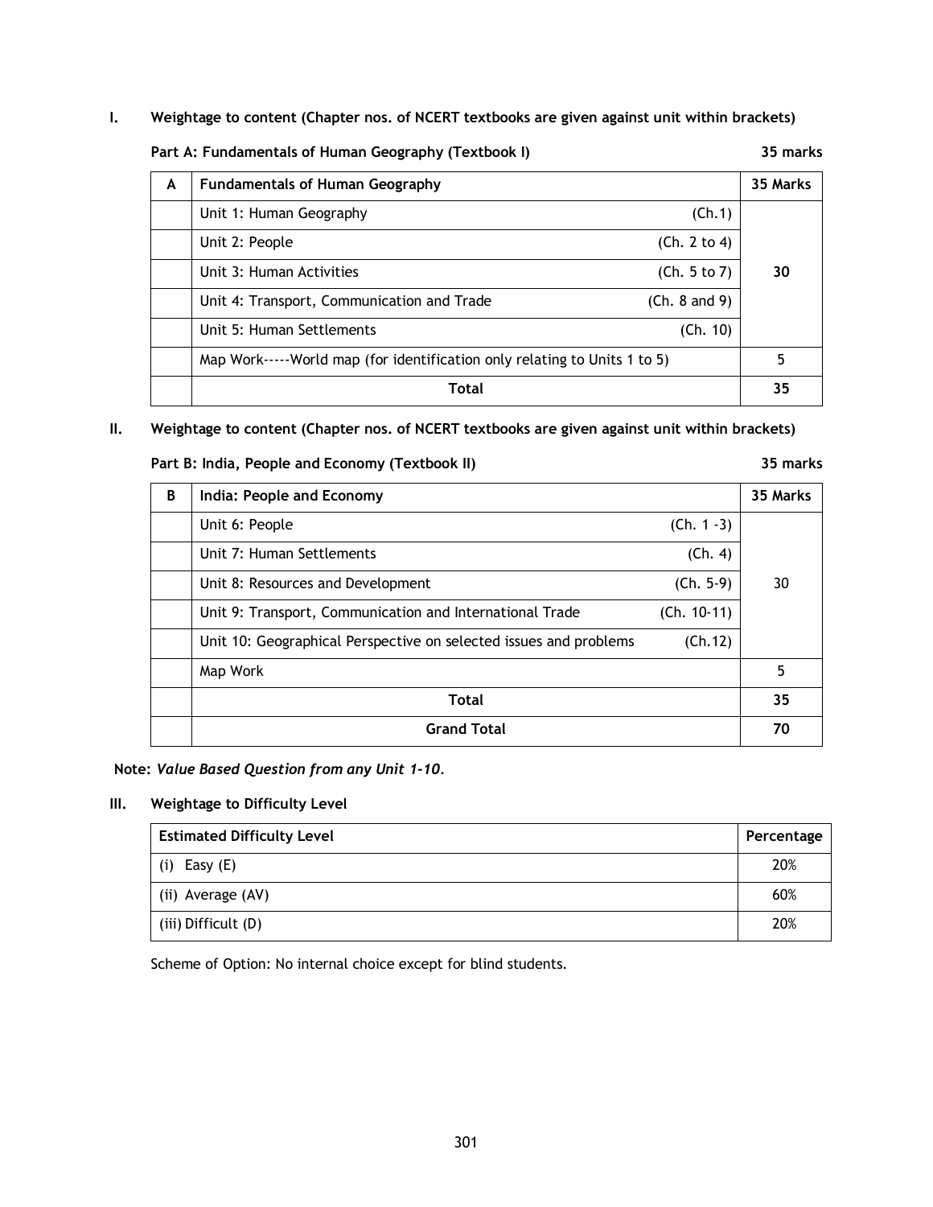**I. Weightage to content (Chapter nos. of NCERT textbooks are given against unit within brackets)**

**Part A: Fundamentals of Human Geography (Textbook I)** **35 marks**

| A | Fundamentals of Human Geography | | 35 Marks |
|---|---|---|---|
| | Unit 1: Human Geography | (Ch.1) | 30 |
| | Unit 2: People | (Ch. 2 to 4) | |
| | Unit 3: Human Activities | (Ch. 5 to 7) | |
| | Unit 4: Transport, Communication and Trade | (Ch. 8 and 9) | |
| | Unit 5: Human Settlements | (Ch. 10) | |
| | Map Work-----World map (for identification only relating to Units 1 to 5) | | 5 |
| | **Total** | | **35** |

**II. Weightage to content (Chapter nos. of NCERT textbooks are given against unit within brackets)**

**Part B: India, People and Economy (Textbook II)** **35 marks**

| B | India: People and Economy | | 35 Marks |
|---|---|---|---|
| | Unit 6: People | (Ch. 1 -3) | 30 |
| | Unit 7: Human Settlements | (Ch. 4) | |
| | Unit 8: Resources and Development | (Ch. 5-9) | |
| | Unit 9: Transport, Communication and International Trade | (Ch. 10-11) | |
| | Unit 10: Geographical Perspective on selected issues and problems | (Ch.12) | |
| | Map Work | | 5 |
| | **Total** | | **35** |
| | **Grand Total** | | **70** |

**Note:** *Value Based Question from any Unit 1-10.*

**III. Weightage to Difficulty Level**

| Estimated Difficulty Level | Percentage |
|---|---|
| (i) Easy (E) | 20% |
| (ii) Average (AV) | 60% |
| (iii) Difficult (D) | 20% |

Scheme of Option: No internal choice except for blind students.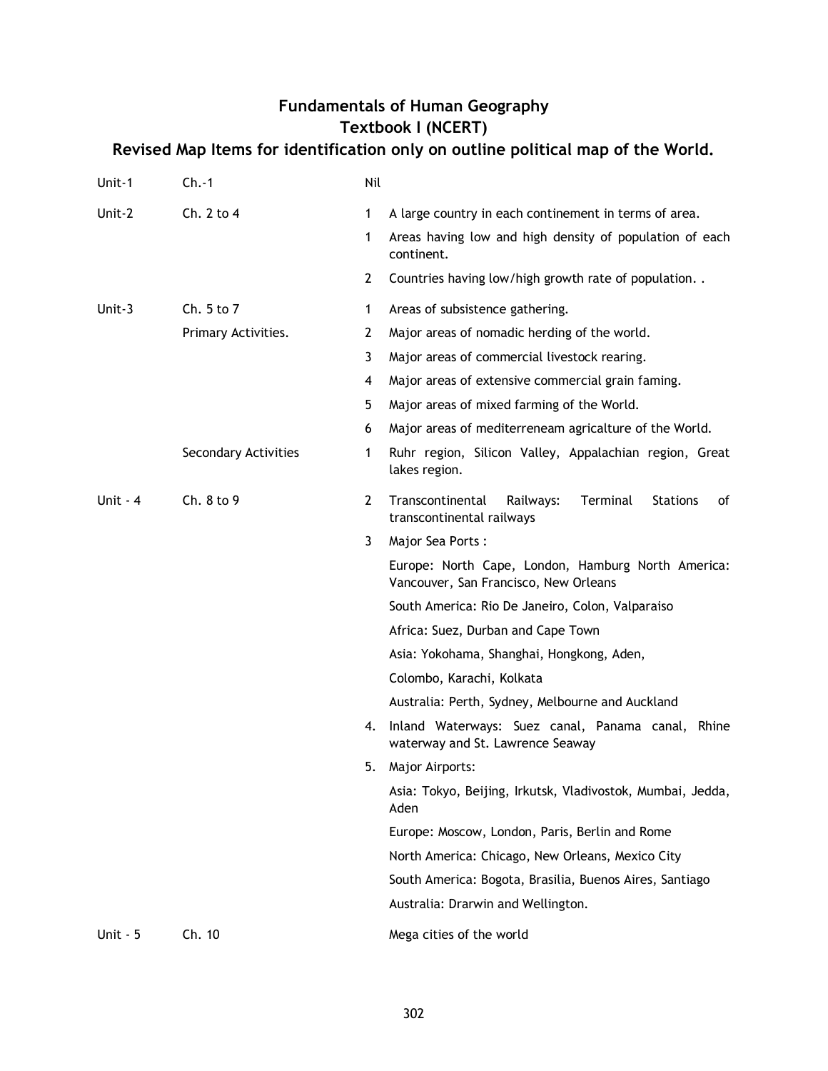## Fundamentals of Human Geography
## Textbook I (NCERT)
## Revised Map Items for identification only on outline political map of the World.

| | | | |
|---|---|---|---|
| Unit-1 | Ch.-1 | Nil | |
| Unit-2 | Ch. 2 to 4 | 1 | A large country in each continement in terms of area. |
| | | 1 | Areas having low and high density of population of each continent. |
| | | 2 | Countries having low/high growth rate of population. . |
| Unit-3 | Ch. 5 to 7 | 1 | Areas of subsistence gathering. |
| | Primary Activities. | 2 | Major areas of nomadic herding of the world. |
| | | 3 | Major areas of commercial livestock rearing. |
| | | 4 | Major areas of extensive commercial grain faming. |
| | | 5 | Major areas of mixed farming of the World. |
| | | 6 | Major areas of mediterreneam agricalture of the World. |
| | Secondary Activities | 1 | Ruhr region, Silicon Valley, Appalachian region, Great lakes region. |
| Unit - 4 | Ch. 8 to 9 | 2 | Transcontinental Railways: Terminal Stations of transcontinental railways |
| | | 3 | Major Sea Ports : |
| | | | Europe: North Cape, London, Hamburg North America: Vancouver, San Francisco, New Orleans |
| | | | South America: Rio De Janeiro, Colon, Valparaiso |
| | | | Africa: Suez, Durban and Cape Town |
| | | | Asia: Yokohama, Shanghai, Hongkong, Aden, |
| | | | Colombo, Karachi, Kolkata |
| | | | Australia: Perth, Sydney, Melbourne and Auckland |
| | | 4. | Inland Waterways: Suez canal, Panama canal, Rhine waterway and St. Lawrence Seaway |
| | | 5. | Major Airports: |
| | | | Asia: Tokyo, Beijing, Irkutsk, Vladivostok, Mumbai, Jedda, Aden |
| | | | Europe: Moscow, London, Paris, Berlin and Rome |
| | | | North America: Chicago, New Orleans, Mexico City |
| | | | South America: Bogota, Brasilia, Buenos Aires, Santiago |
| | | | Australia: Drarwin and Wellington. |
| Unit - 5 | Ch. 10 | | Mega cities of the world |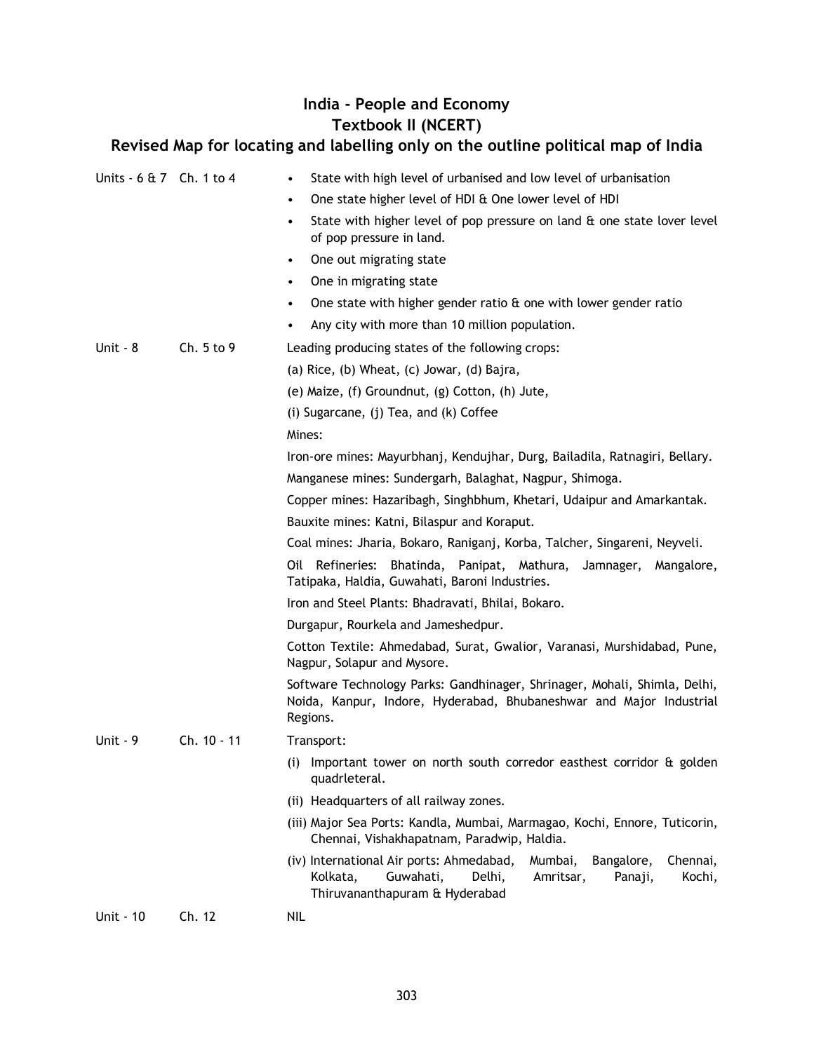## India - People and Economy
## Textbook II (NCERT)
## Revised Map for locating and labelling only on the outline political map of India

| | | |
|---|---|---|
| Units - 6 & 7 | Ch. 1 to 4 | • State with high level of urbanised and low level of urbanisation<br>• One state higher level of HDI & One lower level of HDI<br>• State with higher level of pop pressure on land & one state lover level of pop pressure in land.<br>• One out migrating state<br>• One in migrating state<br>• One state with higher gender ratio & one with lower gender ratio<br>• Any city with more than 10 million population. |
| Unit - 8 | Ch. 5 to 9 | Leading producing states of the following crops:<br>(a) Rice, (b) Wheat, (c) Jowar, (d) Bajra,<br>(e) Maize, (f) Groundnut, (g) Cotton, (h) Jute,<br>(i) Sugarcane, (j) Tea, and (k) Coffee<br>Mines:<br>Iron-ore mines: Mayurbhanj, Kendujhar, Durg, Bailadila, Ratnagiri, Bellary.<br>Manganese mines: Sundergarh, Balaghat, Nagpur, Shimoga.<br>Copper mines: Hazaribagh, Singhbhum, Khetari, Udaipur and Amarkantak.<br>Bauxite mines: Katni, Bilaspur and Koraput.<br>Coal mines: Jharia, Bokaro, Raniganj, Korba, Talcher, Singareni, Neyveli.<br>Oil Refineries: Bhatinda, Panipat, Mathura, Jamnager, Mangalore, Tatipaka, Haldia, Guwahati, Baroni Industries.<br>Iron and Steel Plants: Bhadravati, Bhilai, Bokaro.<br>Durgapur, Rourkela and Jameshedpur.<br>Cotton Textile: Ahmedabad, Surat, Gwalior, Varanasi, Murshidabad, Pune, Nagpur, Solapur and Mysore.<br>Software Technology Parks: Gandhinager, Shrinager, Mohali, Shimla, Delhi, Noida, Kanpur, Indore, Hyderabad, Bhubaneshwar and Major Industrial Regions. |
| Unit - 9 | Ch. 10 - 11 | Transport:<br>(i) Important tower on north south corredor easthest corridor & golden quadrleteral.<br>(ii) Headquarters of all railway zones.<br>(iii) Major Sea Ports: Kandla, Mumbai, Marmagao, Kochi, Ennore, Tuticorin, Chennai, Vishakhapatnam, Paradwip, Haldia.<br>(iv) International Air ports: Ahmedabad, Mumbai, Bangalore, Chennai, Kolkata, Guwahati, Delhi, Amritsar, Panaji, Kochi, Thiruvananthapuram & Hyderabad |
| Unit - 10 | Ch. 12 | NIL |